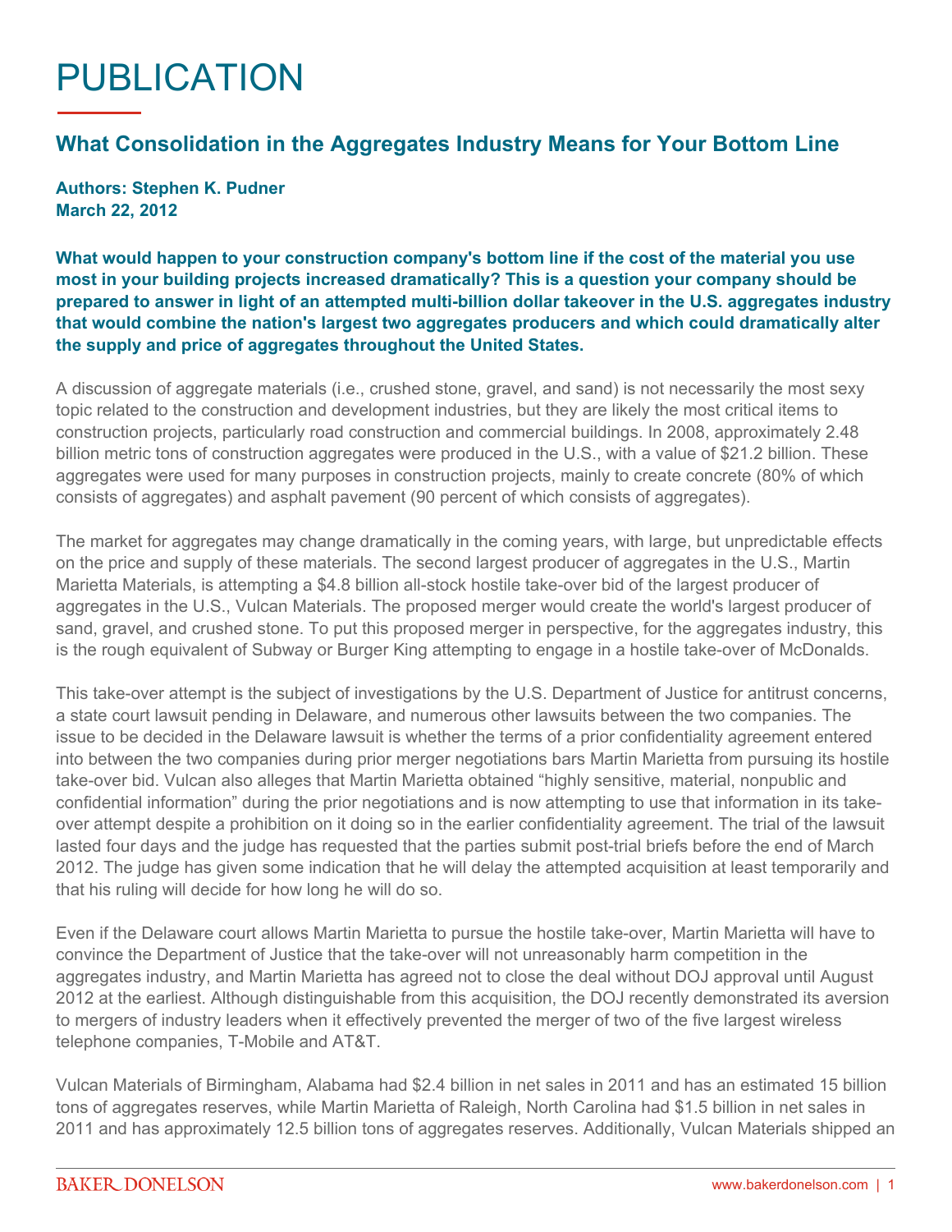# PUBLICATION

## What Consolidation in the Aggregates Industry Means for Your Bottom Line

**Authors: Stephen K. Pudner**
**March 22, 2012**

**What would happen to your construction company's bottom line if the cost of the material you use most in your building projects increased dramatically? This is a question your company should be prepared to answer in light of an attempted multi-billion dollar takeover in the U.S. aggregates industry that would combine the nation's largest two aggregates producers and which could dramatically alter the supply and price of aggregates throughout the United States.**

A discussion of aggregate materials (i.e., crushed stone, gravel, and sand) is not necessarily the most sexy topic related to the construction and development industries, but they are likely the most critical items to construction projects, particularly road construction and commercial buildings. In 2008, approximately 2.48 billion metric tons of construction aggregates were produced in the U.S., with a value of $21.2 billion. These aggregates were used for many purposes in construction projects, mainly to create concrete (80% of which consists of aggregates) and asphalt pavement (90 percent of which consists of aggregates).

The market for aggregates may change dramatically in the coming years, with large, but unpredictable effects on the price and supply of these materials. The second largest producer of aggregates in the U.S., Martin Marietta Materials, is attempting a $4.8 billion all-stock hostile take-over bid of the largest producer of aggregates in the U.S., Vulcan Materials. The proposed merger would create the world's largest producer of sand, gravel, and crushed stone. To put this proposed merger in perspective, for the aggregates industry, this is the rough equivalent of Subway or Burger King attempting to engage in a hostile take-over of McDonalds.

This take-over attempt is the subject of investigations by the U.S. Department of Justice for antitrust concerns, a state court lawsuit pending in Delaware, and numerous other lawsuits between the two companies. The issue to be decided in the Delaware lawsuit is whether the terms of a prior confidentiality agreement entered into between the two companies during prior merger negotiations bars Martin Marietta from pursuing its hostile take-over bid. Vulcan also alleges that Martin Marietta obtained "highly sensitive, material, nonpublic and confidential information" during the prior negotiations and is now attempting to use that information in its take-over attempt despite a prohibition on it doing so in the earlier confidentiality agreement. The trial of the lawsuit lasted four days and the judge has requested that the parties submit post-trial briefs before the end of March 2012. The judge has given some indication that he will delay the attempted acquisition at least temporarily and that his ruling will decide for how long he will do so.

Even if the Delaware court allows Martin Marietta to pursue the hostile take-over, Martin Marietta will have to convince the Department of Justice that the take-over will not unreasonably harm competition in the aggregates industry, and Martin Marietta has agreed not to close the deal without DOJ approval until August 2012 at the earliest. Although distinguishable from this acquisition, the DOJ recently demonstrated its aversion to mergers of industry leaders when it effectively prevented the merger of two of the five largest wireless telephone companies, T-Mobile and AT&T.

Vulcan Materials of Birmingham, Alabama had $2.4 billion in net sales in 2011 and has an estimated 15 billion tons of aggregates reserves, while Martin Marietta of Raleigh, North Carolina had $1.5 billion in net sales in 2011 and has approximately 12.5 billion tons of aggregates reserves. Additionally, Vulcan Materials shipped an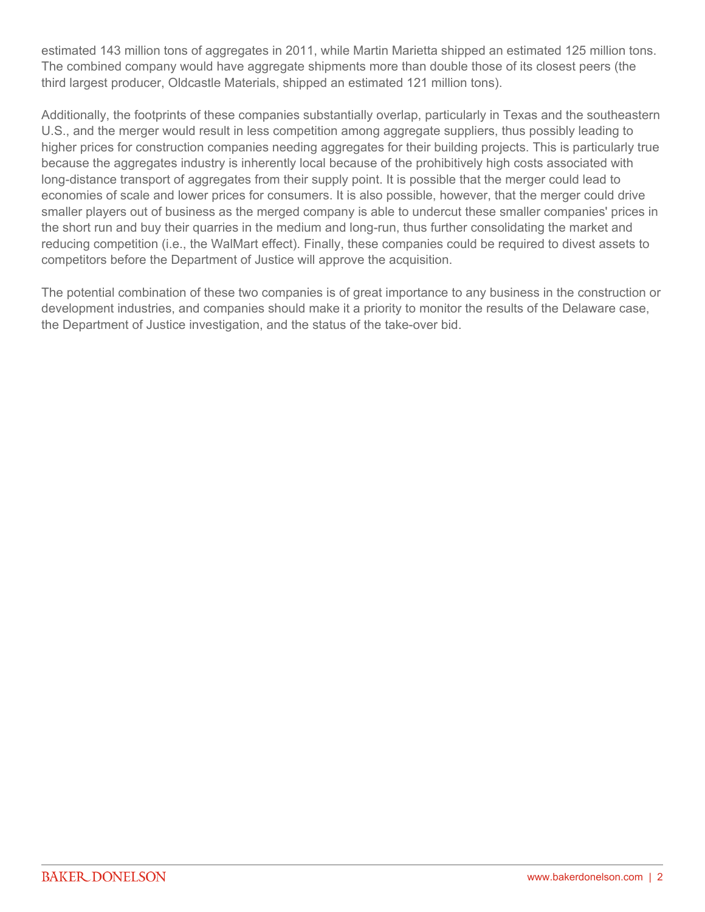estimated 143 million tons of aggregates in 2011, while Martin Marietta shipped an estimated 125 million tons. The combined company would have aggregate shipments more than double those of its closest peers (the third largest producer, Oldcastle Materials, shipped an estimated 121 million tons).

Additionally, the footprints of these companies substantially overlap, particularly in Texas and the southeastern U.S., and the merger would result in less competition among aggregate suppliers, thus possibly leading to higher prices for construction companies needing aggregates for their building projects. This is particularly true because the aggregates industry is inherently local because of the prohibitively high costs associated with long-distance transport of aggregates from their supply point. It is possible that the merger could lead to economies of scale and lower prices for consumers. It is also possible, however, that the merger could drive smaller players out of business as the merged company is able to undercut these smaller companies' prices in the short run and buy their quarries in the medium and long-run, thus further consolidating the market and reducing competition (i.e., the WalMart effect). Finally, these companies could be required to divest assets to competitors before the Department of Justice will approve the acquisition.

The potential combination of these two companies is of great importance to any business in the construction or development industries, and companies should make it a priority to monitor the results of the Delaware case, the Department of Justice investigation, and the status of the take-over bid.